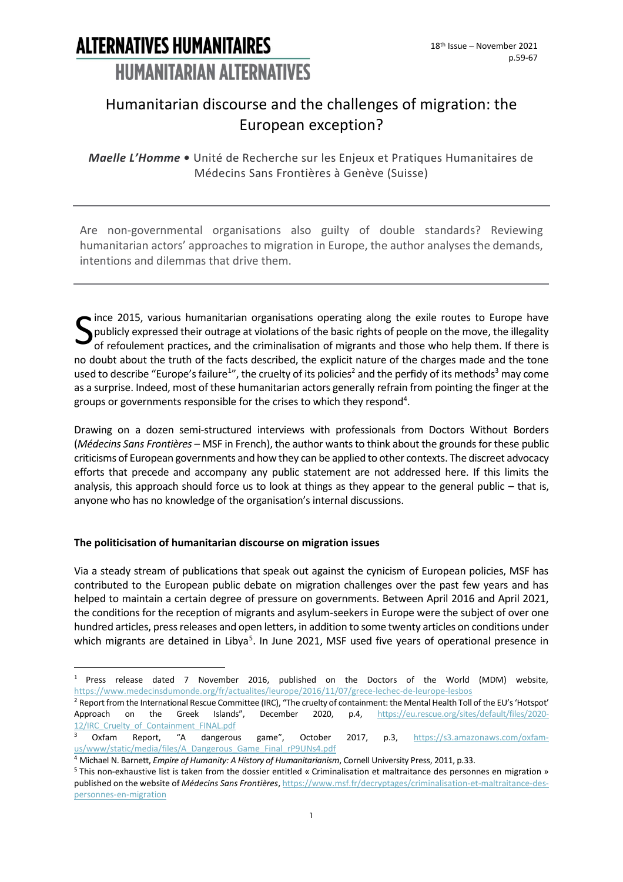# Humanitarian discourse and the challenges of migration: the European exception?

***Maelle L'Homme*** • Unité de Recherche sur les Enjeux et Pratiques Humanitaires de Médecins Sans Frontières à Genève (Suisse)

---

Are non-governmental organisations also guilty of double standards? Reviewing humanitarian actors' approaches to migration in Europe, the author analyses the demands, intentions and dilemmas that drive them.

---

Since 2015, various humanitarian organisations operating along the exile routes to Europe have publicly expressed their outrage at violations of the basic rights of people on the move, the illegality of refoulement practices, and the criminalisation of migrants and those who help them. If there is no doubt about the truth of the facts described, the explicit nature of the charges made and the tone used to describe "Europe's failure[1]", the cruelty of its policies[2] and the perfidy of its methods[3] may come as a surprise. Indeed, most of these humanitarian actors generally refrain from pointing the finger at the groups or governments responsible for the crises to which they respond[4].

Drawing on a dozen semi-structured interviews with professionals from Doctors Without Borders (*Médecins Sans Frontières* – MSF in French), the author wants to think about the grounds for these public criticisms of European governments and how they can be applied to other contexts. The discreet advocacy efforts that precede and accompany any public statement are not addressed here. If this limits the analysis, this approach should force us to look at things as they appear to the general public – that is, anyone who has no knowledge of the organisation's internal discussions.

**The politicisation of humanitarian discourse on migration issues**

Via a steady stream of publications that speak out against the cynicism of European policies, MSF has contributed to the European public debate on migration challenges over the past few years and has helped to maintain a certain degree of pressure on governments. Between April 2016 and April 2021, the conditions for the reception of migrants and asylum-seekers in Europe were the subject of over one hundred articles, press releases and open letters, in addition to some twenty articles on conditions under which migrants are detained in Libya[5]. In June 2021, MSF used five years of operational presence in

---

[1] Press release dated 7 November 2016, published on the Doctors of the World (MDM) website, https://www.medecinsdumonde.org/fr/actualites/leurope/2016/11/07/grece-lechec-de-leurope-lesbos

[2] Report from the International Rescue Committee (IRC), "The cruelty of containment: the Mental Health Toll of the EU's 'Hotspot' Approach on the Greek Islands", December 2020, p.4, https://eu.rescue.org/sites/default/files/2020-12/IRC_Cruelty_of_Containment_FINAL.pdf

[3] Oxfam Report, "A dangerous game", October 2017, p.3, https://s3.amazonaws.com/oxfam-us/www/static/media/files/A_Dangerous_Game_Final_rP9UNs4.pdf

[4] Michael N. Barnett, *Empire of Humanity: A History of Humanitarianism*, Cornell University Press, 2011, p.33.

[5] This non-exhaustive list is taken from the dossier entitled « Criminalisation et maltraitance des personnes en migration » published on the website of *Médecins Sans Frontières*, https://www.msf.fr/decryptages/criminalisation-et-maltraitance-des-personnes-en-migration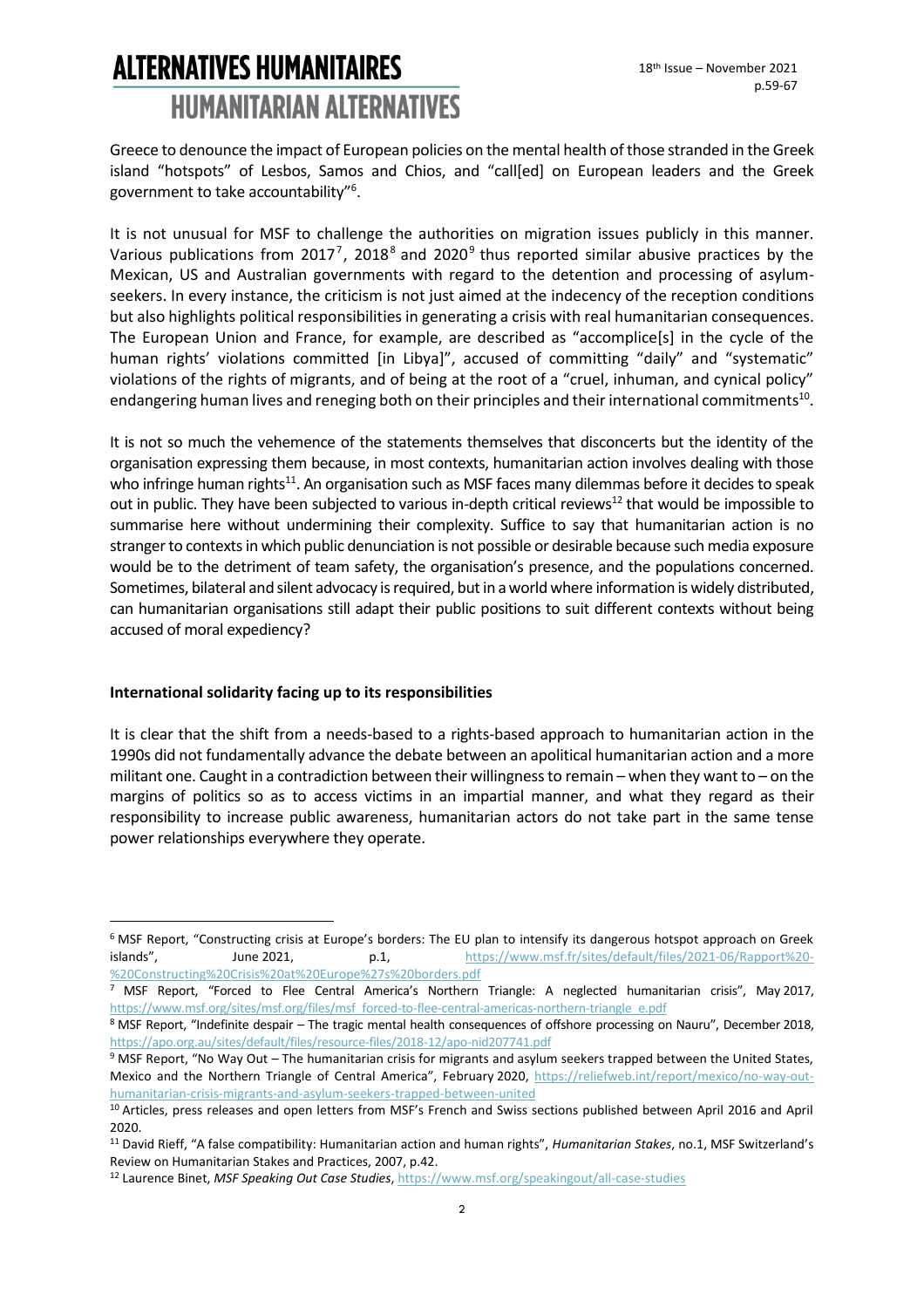Greece to denounce the impact of European policies on the mental health of those stranded in the Greek island "hotspots" of Lesbos, Samos and Chios, and "call[ed] on European leaders and the Greek government to take accountability"[6].

It is not unusual for MSF to challenge the authorities on migration issues publicly in this manner. Various publications from 2017[7], 2018[8] and 2020[9] thus reported similar abusive practices by the Mexican, US and Australian governments with regard to the detention and processing of asylum-seekers. In every instance, the criticism is not just aimed at the indecency of the reception conditions but also highlights political responsibilities in generating a crisis with real humanitarian consequences. The European Union and France, for example, are described as "accomplice[s] in the cycle of the human rights' violations committed [in Libya]", accused of committing "daily" and "systematic" violations of the rights of migrants, and of being at the root of a "cruel, inhuman, and cynical policy" endangering human lives and reneging both on their principles and their international commitments[10].

It is not so much the vehemence of the statements themselves that disconcerts but the identity of the organisation expressing them because, in most contexts, humanitarian action involves dealing with those who infringe human rights[11]. An organisation such as MSF faces many dilemmas before it decides to speak out in public. They have been subjected to various in-depth critical reviews[12] that would be impossible to summarise here without undermining their complexity. Suffice to say that humanitarian action is no stranger to contexts in which public denunciation is not possible or desirable because such media exposure would be to the detriment of team safety, the organisation's presence, and the populations concerned. Sometimes, bilateral and silent advocacy is required, but in a world where information is widely distributed, can humanitarian organisations still adapt their public positions to suit different contexts without being accused of moral expediency?

**International solidarity facing up to its responsibilities**

It is clear that the shift from a needs-based to a rights-based approach to humanitarian action in the 1990s did not fundamentally advance the debate between an apolitical humanitarian action and a more militant one. Caught in a contradiction between their willingness to remain – when they want to – on the margins of politics so as to access victims in an impartial manner, and what they regard as their responsibility to increase public awareness, humanitarian actors do not take part in the same tense power relationships everywhere they operate.

---

[6] MSF Report, "Constructing crisis at Europe's borders: The EU plan to intensify its dangerous hotspot approach on Greek islands", June 2021, p.1, https://www.msf.fr/sites/default/files/2021-06/Rapport%20-%20Constructing%20Crisis%20at%20Europe%27s%20borders.pdf

[7] MSF Report, "Forced to Flee Central America's Northern Triangle: A neglected humanitarian crisis", May 2017, https://www.msf.org/sites/msf.org/files/msf_forced-to-flee-central-americas-northern-triangle_e.pdf

[8] MSF Report, "Indefinite despair – The tragic mental health consequences of offshore processing on Nauru", December 2018, https://apo.org.au/sites/default/files/resource-files/2018-12/apo-nid207741.pdf

[9] MSF Report, "No Way Out – The humanitarian crisis for migrants and asylum seekers trapped between the United States, Mexico and the Northern Triangle of Central America", February 2020, https://reliefweb.int/report/mexico/no-way-out-humanitarian-crisis-migrants-and-asylum-seekers-trapped-between-united

[10] Articles, press releases and open letters from MSF's French and Swiss sections published between April 2016 and April 2020.

[11] David Rieff, "A false compatibility: Humanitarian action and human rights", *Humanitarian Stakes*, no.1, MSF Switzerland's Review on Humanitarian Stakes and Practices, 2007, p.42.

[12] Laurence Binet, *MSF Speaking Out Case Studies*, https://www.msf.org/speakingout/all-case-studies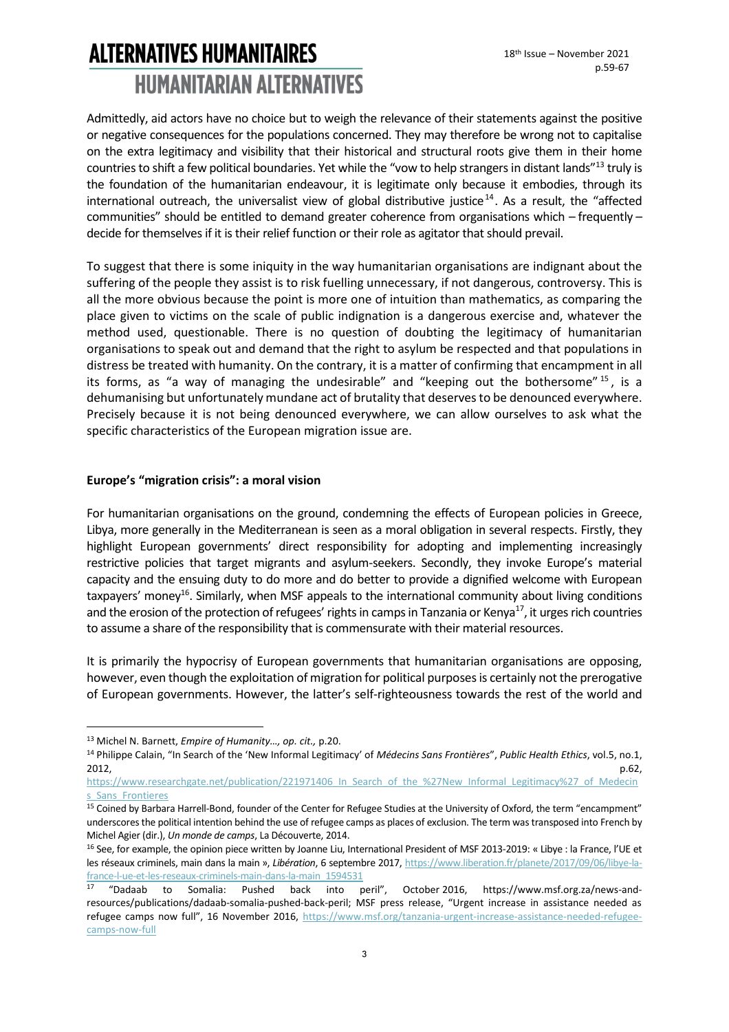Admittedly, aid actors have no choice but to weigh the relevance of their statements against the positive or negative consequences for the populations concerned. They may therefore be wrong not to capitalise on the extra legitimacy and visibility that their historical and structural roots give them in their home countries to shift a few political boundaries. Yet while the "vow to help strangers in distant lands"[13] truly is the foundation of the humanitarian endeavour, it is legitimate only because it embodies, through its international outreach, the universalist view of global distributive justice[14]. As a result, the "affected communities" should be entitled to demand greater coherence from organisations which – frequently – decide for themselves if it is their relief function or their role as agitator that should prevail.

To suggest that there is some iniquity in the way humanitarian organisations are indignant about the suffering of the people they assist is to risk fuelling unnecessary, if not dangerous, controversy. This is all the more obvious because the point is more one of intuition than mathematics, as comparing the place given to victims on the scale of public indignation is a dangerous exercise and, whatever the method used, questionable. There is no question of doubting the legitimacy of humanitarian organisations to speak out and demand that the right to asylum be respected and that populations in distress be treated with humanity. On the contrary, it is a matter of confirming that encampment in all its forms, as "a way of managing the undesirable" and "keeping out the bothersome"[15], is a dehumanising but unfortunately mundane act of brutality that deserves to be denounced everywhere. Precisely because it is not being denounced everywhere, we can allow ourselves to ask what the specific characteristics of the European migration issue are.

**Europe's "migration crisis": a moral vision**

For humanitarian organisations on the ground, condemning the effects of European policies in Greece, Libya, more generally in the Mediterranean is seen as a moral obligation in several respects. Firstly, they highlight European governments' direct responsibility for adopting and implementing increasingly restrictive policies that target migrants and asylum-seekers. Secondly, they invoke Europe's material capacity and the ensuing duty to do more and do better to provide a dignified welcome with European taxpayers' money[16]. Similarly, when MSF appeals to the international community about living conditions and the erosion of the protection of refugees' rights in camps in Tanzania or Kenya[17], it urges rich countries to assume a share of the responsibility that is commensurate with their material resources.

It is primarily the hypocrisy of European governments that humanitarian organisations are opposing, however, even though the exploitation of migration for political purposes is certainly not the prerogative of European governments. However, the latter's self-righteousness towards the rest of the world and

---

[13] Michel N. Barnett, *Empire of Humanity…, op. cit.,* p.20.

[14] Philippe Calain, "In Search of the 'New Informal Legitimacy' of *Médecins Sans Frontières*", *Public Health Ethics*, vol.5, no.1, 2012, p.62, https://www.researchgate.net/publication/221971406_In_Search_of_the_%27New_Informal_Legitimacy%27_of_Medecins_Sans_Frontieres

[15] Coined by Barbara Harrell-Bond, founder of the Center for Refugee Studies at the University of Oxford, the term "encampment" underscores the political intention behind the use of refugee camps as places of exclusion. The term was transposed into French by Michel Agier (dir.), *Un monde de camps*, La Découverte, 2014.

[16] See, for example, the opinion piece written by Joanne Liu, International President of MSF 2013-2019: « Libye : la France, l'UE et les réseaux criminels, main dans la main », *Libération*, 6 septembre 2017, https://www.liberation.fr/planete/2017/09/06/libye-la-france-l-ue-et-les-reseaux-criminels-main-dans-la-main_1594531

[17] "Dadaab to Somalia: Pushed back into peril", October 2016, https://www.msf.org.za/news-and-resources/publications/dadaab-somalia-pushed-back-peril; MSF press release, "Urgent increase in assistance needed as refugee camps now full", 16 November 2016, https://www.msf.org/tanzania-urgent-increase-assistance-needed-refugee-camps-now-full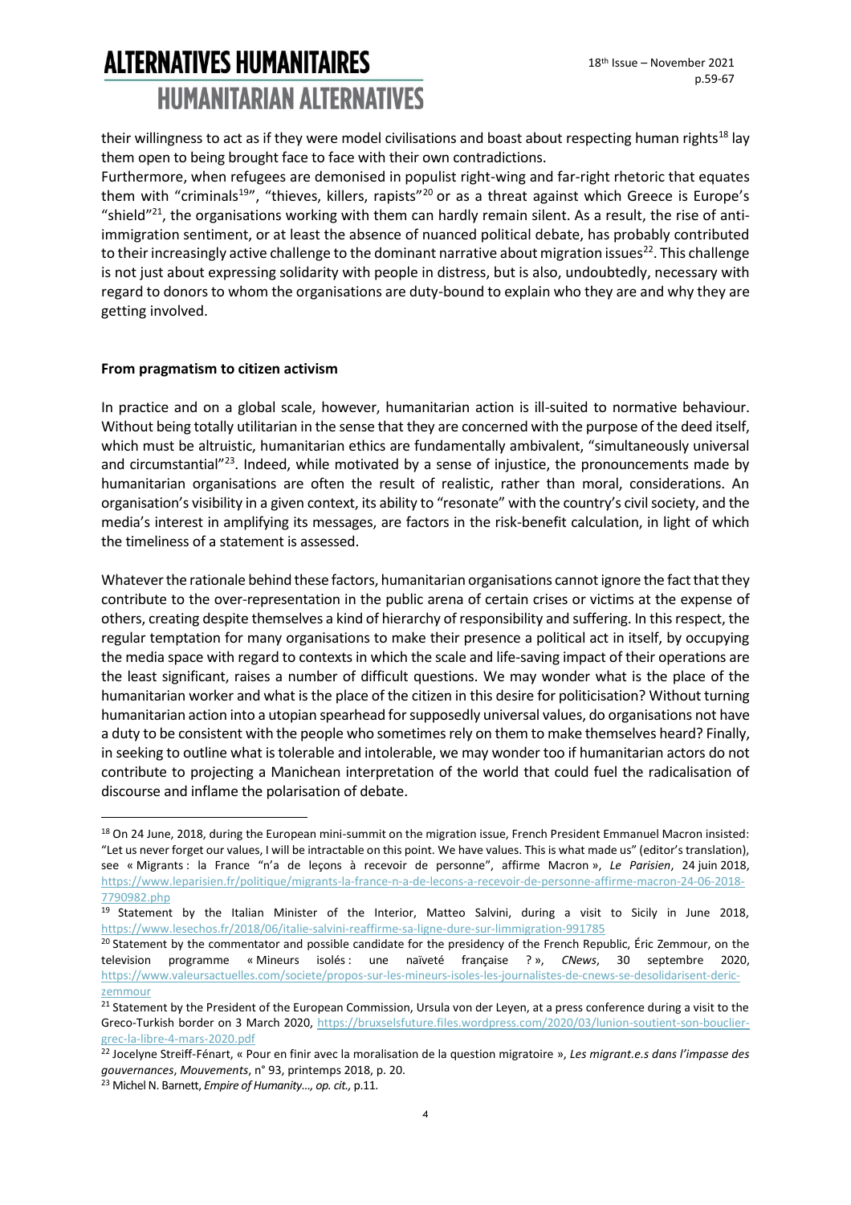their willingness to act as if they were model civilisations and boast about respecting human rights[18] lay them open to being brought face to face with their own contradictions.
Furthermore, when refugees are demonised in populist right-wing and far-right rhetoric that equates them with "criminals[19]", "thieves, killers, rapists"[20] or as a threat against which Greece is Europe's "shield"[21], the organisations working with them can hardly remain silent. As a result, the rise of anti-immigration sentiment, or at least the absence of nuanced political debate, has probably contributed to their increasingly active challenge to the dominant narrative about migration issues[22]. This challenge is not just about expressing solidarity with people in distress, but is also, undoubtedly, necessary with regard to donors to whom the organisations are duty-bound to explain who they are and why they are getting involved.

**From pragmatism to citizen activism**

In practice and on a global scale, however, humanitarian action is ill-suited to normative behaviour. Without being totally utilitarian in the sense that they are concerned with the purpose of the deed itself, which must be altruistic, humanitarian ethics are fundamentally ambivalent, "simultaneously universal and circumstantial"[23]. Indeed, while motivated by a sense of injustice, the pronouncements made by humanitarian organisations are often the result of realistic, rather than moral, considerations. An organisation's visibility in a given context, its ability to "resonate" with the country's civil society, and the media's interest in amplifying its messages, are factors in the risk-benefit calculation, in light of which the timeliness of a statement is assessed.

Whatever the rationale behind these factors, humanitarian organisations cannot ignore the fact that they contribute to the over-representation in the public arena of certain crises or victims at the expense of others, creating despite themselves a kind of hierarchy of responsibility and suffering. In this respect, the regular temptation for many organisations to make their presence a political act in itself, by occupying the media space with regard to contexts in which the scale and life-saving impact of their operations are the least significant, raises a number of difficult questions. We may wonder what is the place of the humanitarian worker and what is the place of the citizen in this desire for politicisation? Without turning humanitarian action into a utopian spearhead for supposedly universal values, do organisations not have a duty to be consistent with the people who sometimes rely on them to make themselves heard? Finally, in seeking to outline what is tolerable and intolerable, we may wonder too if humanitarian actors do not contribute to projecting a Manichean interpretation of the world that could fuel the radicalisation of discourse and inflame the polarisation of debate.

---

[18] On 24 June, 2018, during the European mini-summit on the migration issue, French President Emmanuel Macron insisted: "Let us never forget our values, I will be intractable on this point. We have values. This is what made us" (editor's translation), see « Migrants : la France "n'a de leçons à recevoir de personne", affirme Macron », *Le Parisien*, 24 juin 2018, https://www.leparisien.fr/politique/migrants-la-france-n-a-de-lecons-a-recevoir-de-personne-affirme-macron-24-06-2018-7790982.php

[19] Statement by the Italian Minister of the Interior, Matteo Salvini, during a visit to Sicily in June 2018, https://www.lesechos.fr/2018/06/italie-salvini-reaffirme-sa-ligne-dure-sur-limmigration-991785

[20] Statement by the commentator and possible candidate for the presidency of the French Republic, Éric Zemmour, on the television programme « Mineurs isolés : une naïveté française ? », *CNews*, 30 septembre 2020, https://www.valeursactuelles.com/societe/propos-sur-les-mineurs-isoles-les-journalistes-de-cnews-se-desolidarisent-deric-zemmour

[21] Statement by the President of the European Commission, Ursula von der Leyen, at a press conference during a visit to the Greco-Turkish border on 3 March 2020, https://bruxselsfuture.files.wordpress.com/2020/03/lunion-soutient-son-bouclier-grec-la-libre-4-mars-2020.pdf

[22] Jocelyne Streiff-Fénart, « Pour en finir avec la moralisation de la question migratoire », *Les migrant.e.s dans l'impasse des gouvernances*, *Mouvements*, n° 93, printemps 2018, p. 20.

[23] Michel N. Barnett, *Empire of Humanity…, op. cit.,* p.11.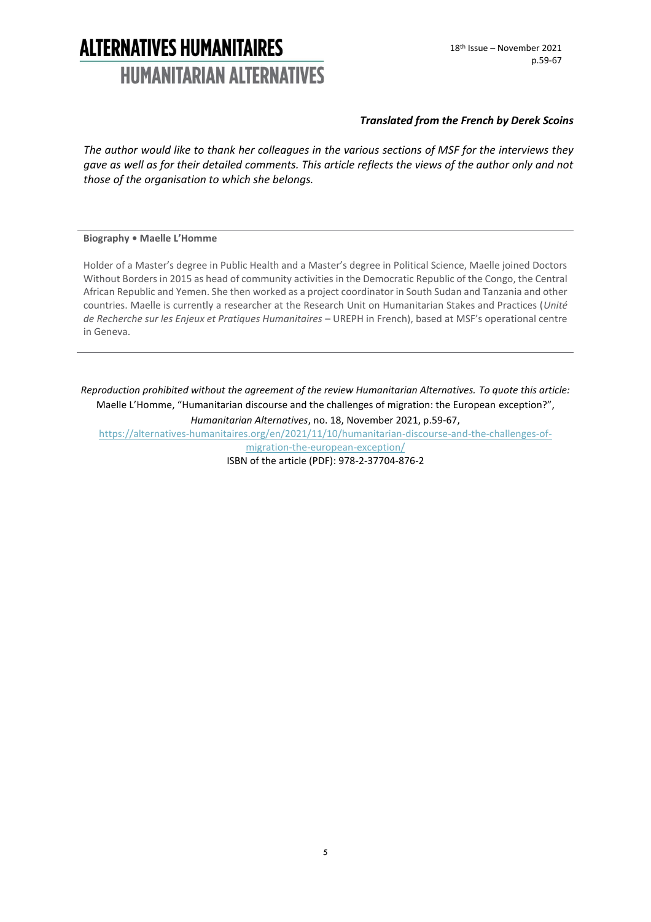***Translated from the French by Derek Scoins***

*The author would like to thank her colleagues in the various sections of MSF for the interviews they gave as well as for their detailed comments. This article reflects the views of the author only and not those of the organisation to which she belongs.*

---

**Biography • Maelle L'Homme**

Holder of a Master's degree in Public Health and a Master's degree in Political Science, Maelle joined Doctors Without Borders in 2015 as head of community activities in the Democratic Republic of the Congo, the Central African Republic and Yemen. She then worked as a project coordinator in South Sudan and Tanzania and other countries. Maelle is currently a researcher at the Research Unit on Humanitarian Stakes and Practices (*Unité de Recherche sur les Enjeux et Pratiques Humanitaires* – UREPH in French), based at MSF's operational centre in Geneva.

---

*Reproduction prohibited without the agreement of the review Humanitarian Alternatives. To quote this article:*
Maelle L'Homme, "Humanitarian discourse and the challenges of migration: the European exception?", *Humanitarian Alternatives*, no. 18, November 2021, p.59-67,
https://alternatives-humanitaires.org/en/2021/11/10/humanitarian-discourse-and-the-challenges-of-migration-the-european-exception/
ISBN of the article (PDF): 978-2-37704-876-2